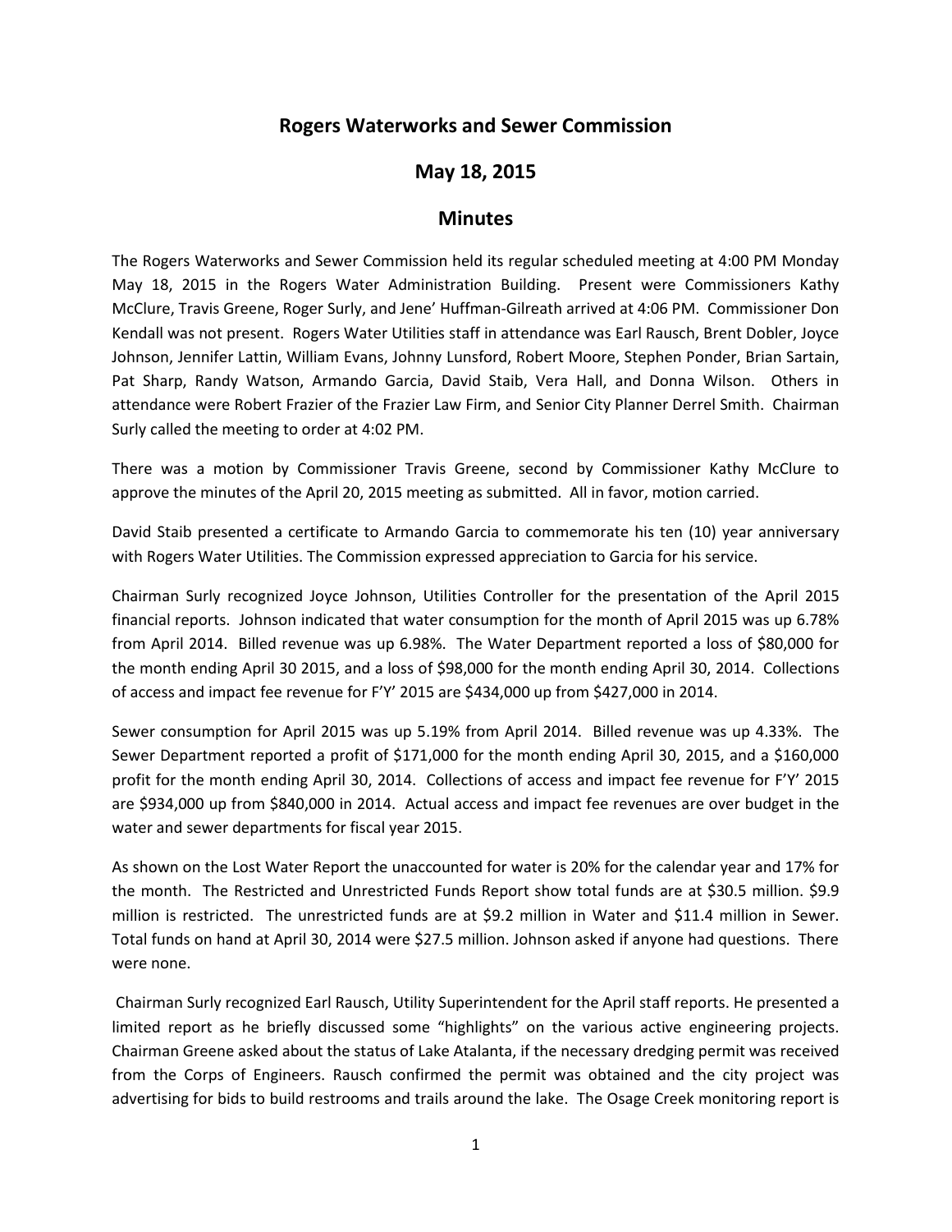# Rogers Waterworks and Sewer Commission

## May 18, 2015

## Minutes

The Rogers Waterworks and Sewer Commission held its regular scheduled meeting at 4:00 PM Monday May 18, 2015 in the Rogers Water Administration Building. Present were Commissioners Kathy McClure, Travis Greene, Roger Surly, and Jene' Huffman-Gilreath arrived at 4:06 PM. Commissioner Don Kendall was not present. Rogers Water Utilities staff in attendance was Earl Rausch, Brent Dobler, Joyce Johnson, Jennifer Lattin, William Evans, Johnny Lunsford, Robert Moore, Stephen Ponder, Brian Sartain, Pat Sharp, Randy Watson, Armando Garcia, David Staib, Vera Hall, and Donna Wilson. Others in attendance were Robert Frazier of the Frazier Law Firm, and Senior City Planner Derrel Smith. Chairman Surly called the meeting to order at 4:02 PM.

There was a motion by Commissioner Travis Greene, second by Commissioner Kathy McClure to approve the minutes of the April 20, 2015 meeting as submitted. All in favor, motion carried.

David Staib presented a certificate to Armando Garcia to commemorate his ten (10) year anniversary with Rogers Water Utilities. The Commission expressed appreciation to Garcia for his service.

Chairman Surly recognized Joyce Johnson, Utilities Controller for the presentation of the April 2015 financial reports. Johnson indicated that water consumption for the month of April 2015 was up 6.78% from April 2014. Billed revenue was up 6.98%. The Water Department reported a loss of $80,000 for the month ending April 30 2015, and a loss of $98,000 for the month ending April 30, 2014. Collections of access and impact fee revenue for F'Y' 2015 are $434,000 up from $427,000 in 2014.

Sewer consumption for April 2015 was up 5.19% from April 2014. Billed revenue was up 4.33%. The Sewer Department reported a profit of $171,000 for the month ending April 30, 2015, and a $160,000 profit for the month ending April 30, 2014. Collections of access and impact fee revenue for F'Y' 2015 are $934,000 up from $840,000 in 2014. Actual access and impact fee revenues are over budget in the water and sewer departments for fiscal year 2015.

As shown on the Lost Water Report the unaccounted for water is 20% for the calendar year and 17% for the month. The Restricted and Unrestricted Funds Report show total funds are at $30.5 million. $9.9 million is restricted. The unrestricted funds are at $9.2 million in Water and $11.4 million in Sewer. Total funds on hand at April 30, 2014 were $27.5 million. Johnson asked if anyone had questions. There were none.

Chairman Surly recognized Earl Rausch, Utility Superintendent for the April staff reports. He presented a limited report as he briefly discussed some "highlights" on the various active engineering projects. Chairman Greene asked about the status of Lake Atalanta, if the necessary dredging permit was received from the Corps of Engineers. Rausch confirmed the permit was obtained and the city project was advertising for bids to build restrooms and trails around the lake. The Osage Creek monitoring report is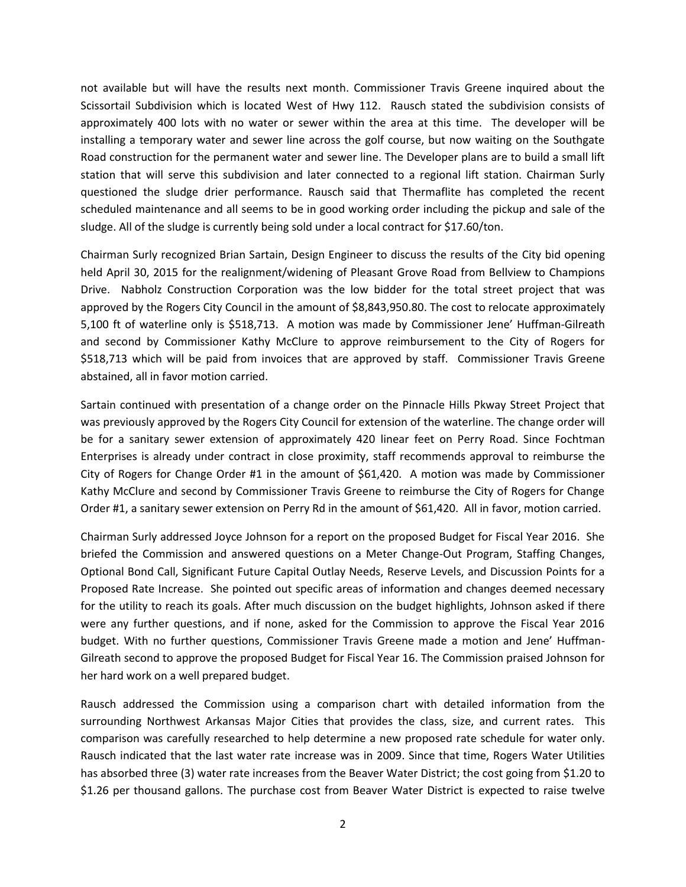not available but will have the results next month. Commissioner Travis Greene inquired about the Scissortail Subdivision which is located West of Hwy 112. Rausch stated the subdivision consists of approximately 400 lots with no water or sewer within the area at this time. The developer will be installing a temporary water and sewer line across the golf course, but now waiting on the Southgate Road construction for the permanent water and sewer line. The Developer plans are to build a small lift station that will serve this subdivision and later connected to a regional lift station. Chairman Surly questioned the sludge drier performance. Rausch said that Thermaflite has completed the recent scheduled maintenance and all seems to be in good working order including the pickup and sale of the sludge. All of the sludge is currently being sold under a local contract for $17.60/ton.

Chairman Surly recognized Brian Sartain, Design Engineer to discuss the results of the City bid opening held April 30, 2015 for the realignment/widening of Pleasant Grove Road from Bellview to Champions Drive. Nabholz Construction Corporation was the low bidder for the total street project that was approved by the Rogers City Council in the amount of $8,843,950.80. The cost to relocate approximately 5,100 ft of waterline only is $518,713. A motion was made by Commissioner Jene' Huffman-Gilreath and second by Commissioner Kathy McClure to approve reimbursement to the City of Rogers for $518,713 which will be paid from invoices that are approved by staff. Commissioner Travis Greene abstained, all in favor motion carried.

Sartain continued with presentation of a change order on the Pinnacle Hills Pkway Street Project that was previously approved by the Rogers City Council for extension of the waterline. The change order will be for a sanitary sewer extension of approximately 420 linear feet on Perry Road. Since Fochtman Enterprises is already under contract in close proximity, staff recommends approval to reimburse the City of Rogers for Change Order #1 in the amount of $61,420. A motion was made by Commissioner Kathy McClure and second by Commissioner Travis Greene to reimburse the City of Rogers for Change Order #1, a sanitary sewer extension on Perry Rd in the amount of $61,420. All in favor, motion carried.

Chairman Surly addressed Joyce Johnson for a report on the proposed Budget for Fiscal Year 2016. She briefed the Commission and answered questions on a Meter Change-Out Program, Staffing Changes, Optional Bond Call, Significant Future Capital Outlay Needs, Reserve Levels, and Discussion Points for a Proposed Rate Increase. She pointed out specific areas of information and changes deemed necessary for the utility to reach its goals. After much discussion on the budget highlights, Johnson asked if there were any further questions, and if none, asked for the Commission to approve the Fiscal Year 2016 budget. With no further questions, Commissioner Travis Greene made a motion and Jene' Huffman-Gilreath second to approve the proposed Budget for Fiscal Year 16. The Commission praised Johnson for her hard work on a well prepared budget.

Rausch addressed the Commission using a comparison chart with detailed information from the surrounding Northwest Arkansas Major Cities that provides the class, size, and current rates. This comparison was carefully researched to help determine a new proposed rate schedule for water only. Rausch indicated that the last water rate increase was in 2009. Since that time, Rogers Water Utilities has absorbed three (3) water rate increases from the Beaver Water District; the cost going from $1.20 to $1.26 per thousand gallons. The purchase cost from Beaver Water District is expected to raise twelve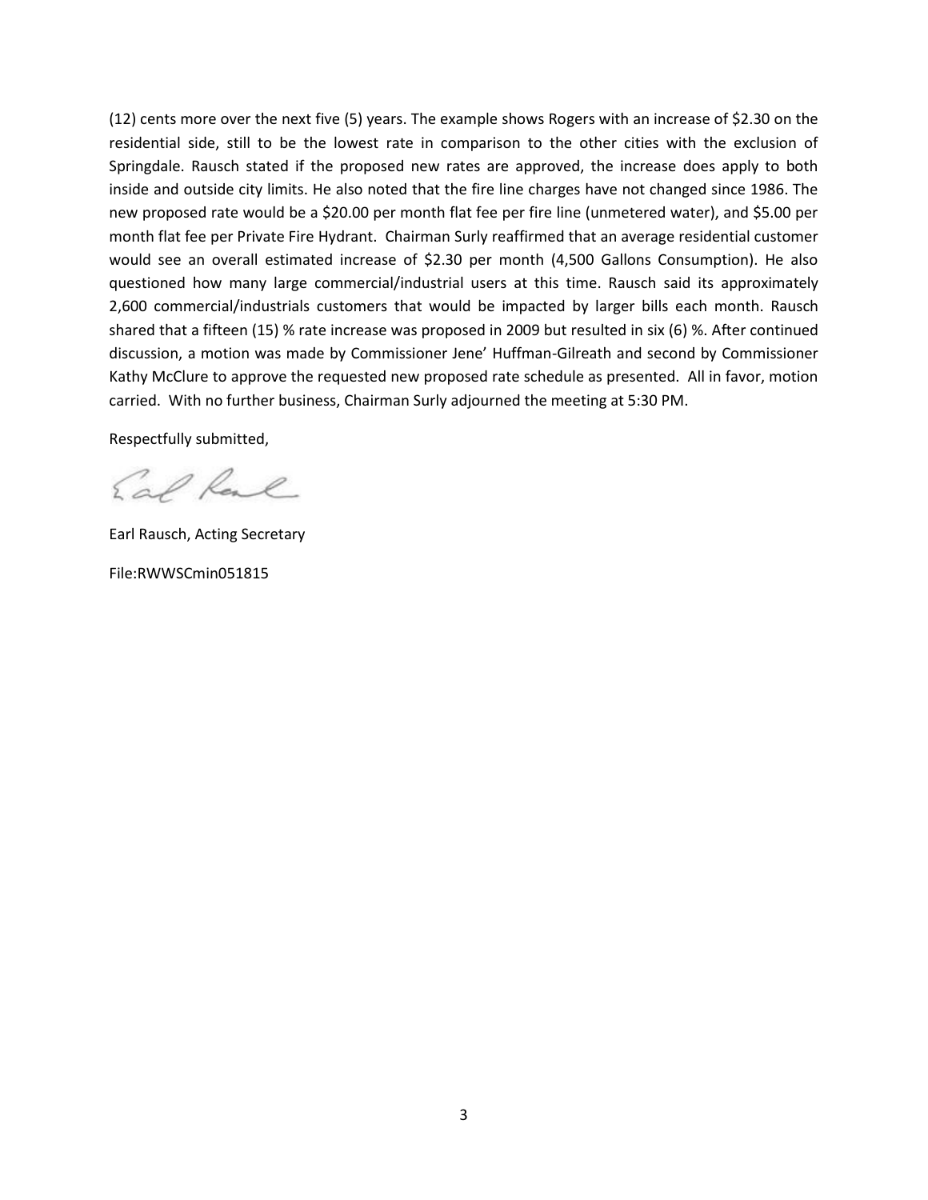(12) cents more over the next five (5) years. The example shows Rogers with an increase of $2.30 on the residential side, still to be the lowest rate in comparison to the other cities with the exclusion of Springdale. Rausch stated if the proposed new rates are approved, the increase does apply to both inside and outside city limits. He also noted that the fire line charges have not changed since 1986. The new proposed rate would be a $20.00 per month flat fee per fire line (unmetered water), and $5.00 per month flat fee per Private Fire Hydrant. Chairman Surly reaffirmed that an average residential customer would see an overall estimated increase of $2.30 per month (4,500 Gallons Consumption). He also questioned how many large commercial/industrial users at this time. Rausch said its approximately 2,600 commercial/industrials customers that would be impacted by larger bills each month. Rausch shared that a fifteen (15) % rate increase was proposed in 2009 but resulted in six (6) %. After continued discussion, a motion was made by Commissioner Jene' Huffman-Gilreath and second by Commissioner Kathy McClure to approve the requested new proposed rate schedule as presented. All in favor, motion carried. With no further business, Chairman Surly adjourned the meeting at 5:30 PM.

Respectfully submitted,

Earl Rausch, Acting Secretary

File:RWWSCmin051815